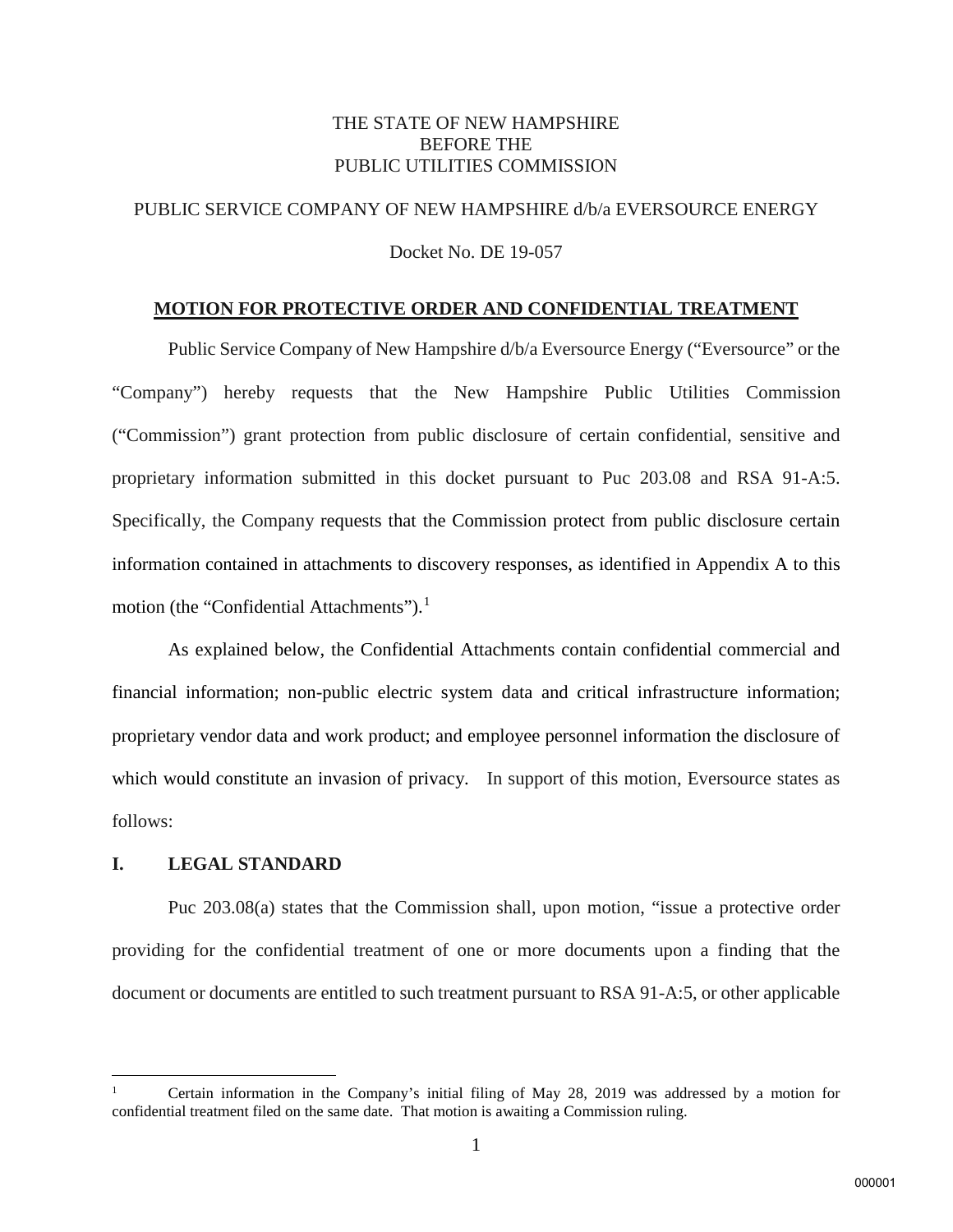THE STATE OF NEW HAMPSHIRE
BEFORE THE
PUBLIC UTILITIES COMMISSION

PUBLIC SERVICE COMPANY OF NEW HAMPSHIRE d/b/a EVERSOURCE ENERGY

Docket No. DE 19-057

**MOTION FOR PROTECTIVE ORDER AND CONFIDENTIAL TREATMENT**

Public Service Company of New Hampshire d/b/a Eversource Energy ("Eversource" or the "Company") hereby requests that the New Hampshire Public Utilities Commission ("Commission") grant protection from public disclosure of certain confidential, sensitive and proprietary information submitted in this docket pursuant to Puc 203.08 and RSA 91-A:5. Specifically, the Company requests that the Commission protect from public disclosure certain information contained in attachments to discovery responses, as identified in Appendix A to this motion (the "Confidential Attachments").[1]

As explained below, the Confidential Attachments contain confidential commercial and financial information; non-public electric system data and critical infrastructure information; proprietary vendor data and work product; and employee personnel information the disclosure of which would constitute an invasion of privacy. In support of this motion, Eversource states as follows:

## I. LEGAL STANDARD

Puc 203.08(a) states that the Commission shall, upon motion, "issue a protective order providing for the confidential treatment of one or more documents upon a finding that the document or documents are entitled to such treatment pursuant to RSA 91-A:5, or other applicable

[1] Certain information in the Company's initial filing of May 28, 2019 was addressed by a motion for confidential treatment filed on the same date. That motion is awaiting a Commission ruling.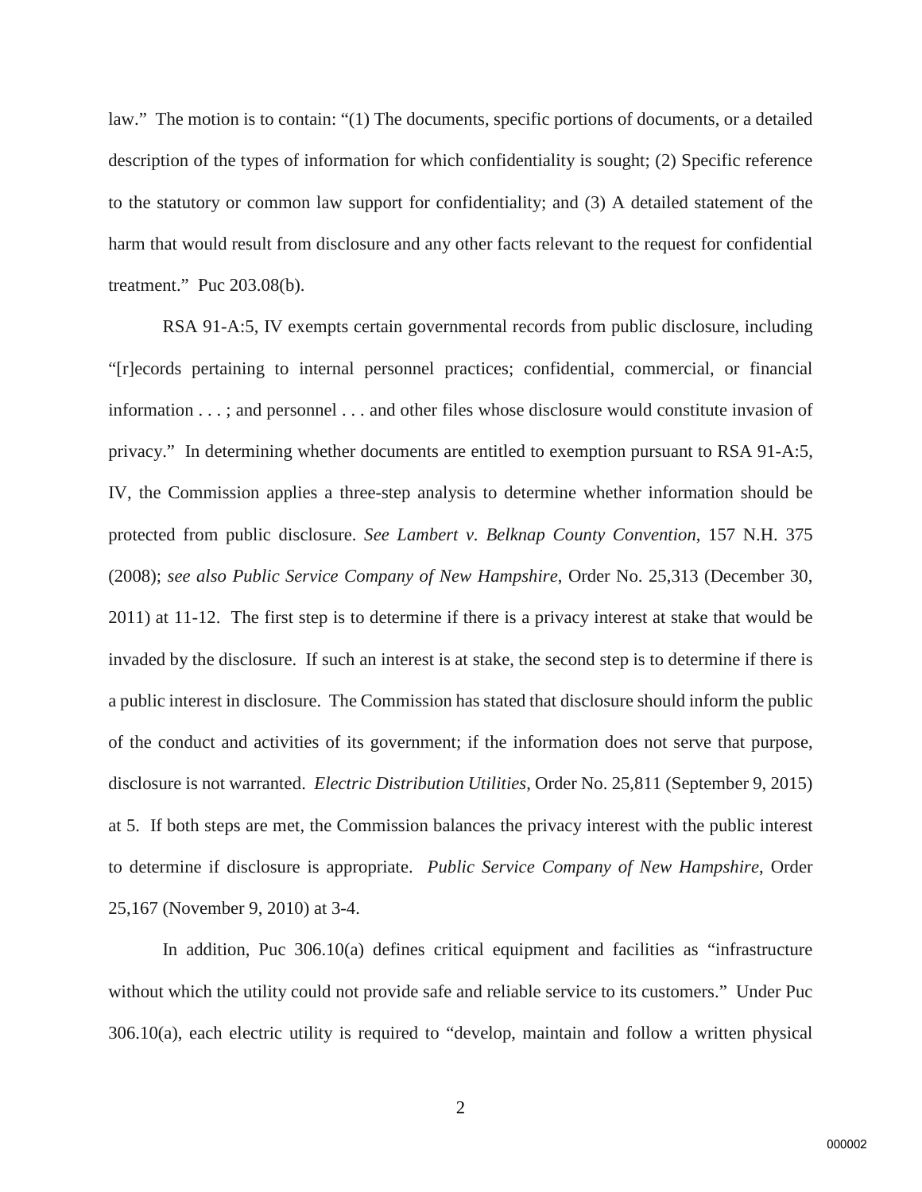law." The motion is to contain: "(1) The documents, specific portions of documents, or a detailed description of the types of information for which confidentiality is sought; (2) Specific reference to the statutory or common law support for confidentiality; and (3) A detailed statement of the harm that would result from disclosure and any other facts relevant to the request for confidential treatment." Puc 203.08(b).

RSA 91-A:5, IV exempts certain governmental records from public disclosure, including "[r]ecords pertaining to internal personnel practices; confidential, commercial, or financial information . . . ; and personnel . . . and other files whose disclosure would constitute invasion of privacy." In determining whether documents are entitled to exemption pursuant to RSA 91-A:5, IV, the Commission applies a three-step analysis to determine whether information should be protected from public disclosure. *See Lambert v. Belknap County Convention*, 157 N.H. 375 (2008); *see also Public Service Company of New Hampshire*, Order No. 25,313 (December 30, 2011) at 11-12. The first step is to determine if there is a privacy interest at stake that would be invaded by the disclosure. If such an interest is at stake, the second step is to determine if there is a public interest in disclosure. The Commission has stated that disclosure should inform the public of the conduct and activities of its government; if the information does not serve that purpose, disclosure is not warranted. *Electric Distribution Utilities*, Order No. 25,811 (September 9, 2015) at 5. If both steps are met, the Commission balances the privacy interest with the public interest to determine if disclosure is appropriate. *Public Service Company of New Hampshire*, Order 25,167 (November 9, 2010) at 3-4.

In addition, Puc 306.10(a) defines critical equipment and facilities as "infrastructure without which the utility could not provide safe and reliable service to its customers." Under Puc 306.10(a), each electric utility is required to "develop, maintain and follow a written physical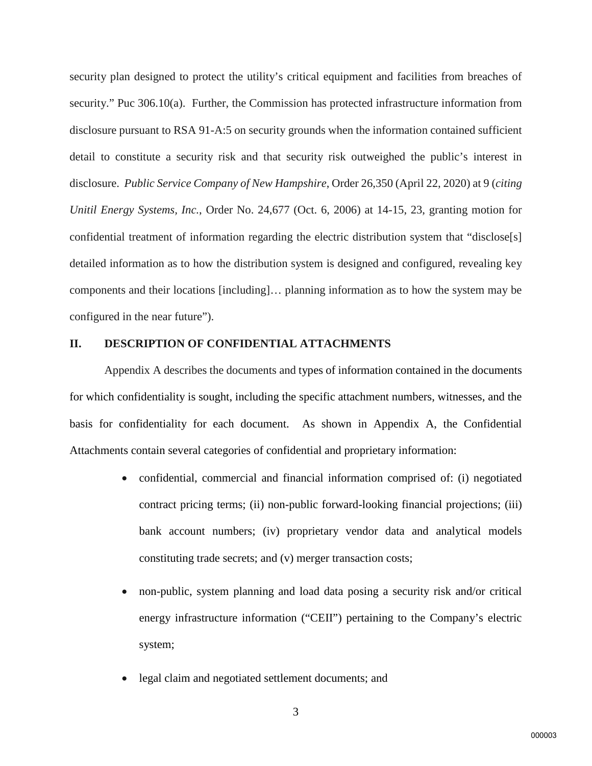security plan designed to protect the utility's critical equipment and facilities from breaches of security." Puc 306.10(a). Further, the Commission has protected infrastructure information from disclosure pursuant to RSA 91-A:5 on security grounds when the information contained sufficient detail to constitute a security risk and that security risk outweighed the public's interest in disclosure. *Public Service Company of New Hampshire*, Order 26,350 (April 22, 2020) at 9 (*citing Unitil Energy Systems, Inc.*, Order No. 24,677 (Oct. 6, 2006) at 14-15, 23, granting motion for confidential treatment of information regarding the electric distribution system that "disclose[s] detailed information as to how the distribution system is designed and configured, revealing key components and their locations [including]… planning information as to how the system may be configured in the near future").

## II. DESCRIPTION OF CONFIDENTIAL ATTACHMENTS

Appendix A describes the documents and types of information contained in the documents for which confidentiality is sought, including the specific attachment numbers, witnesses, and the basis for confidentiality for each document. As shown in Appendix A, the Confidential Attachments contain several categories of confidential and proprietary information:

- confidential, commercial and financial information comprised of: (i) negotiated contract pricing terms; (ii) non-public forward-looking financial projections; (iii) bank account numbers; (iv) proprietary vendor data and analytical models constituting trade secrets; and (v) merger transaction costs;
- non-public, system planning and load data posing a security risk and/or critical energy infrastructure information ("CEII") pertaining to the Company's electric system;
- legal claim and negotiated settlement documents; and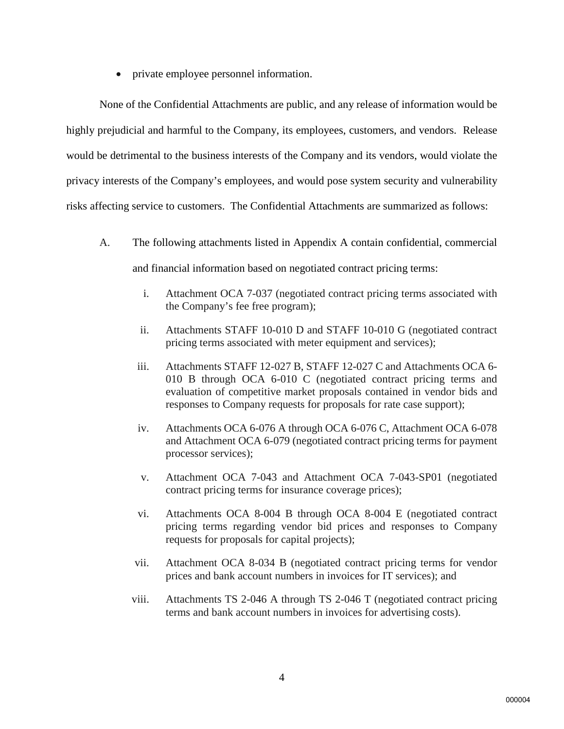- private employee personnel information.

None of the Confidential Attachments are public, and any release of information would be highly prejudicial and harmful to the Company, its employees, customers, and vendors. Release would be detrimental to the business interests of the Company and its vendors, would violate the privacy interests of the Company's employees, and would pose system security and vulnerability risks affecting service to customers. The Confidential Attachments are summarized as follows:

A. The following attachments listed in Appendix A contain confidential, commercial and financial information based on negotiated contract pricing terms:

   i. Attachment OCA 7-037 (negotiated contract pricing terms associated with the Company's fee free program);

   ii. Attachments STAFF 10-010 D and STAFF 10-010 G (negotiated contract pricing terms associated with meter equipment and services);

   iii. Attachments STAFF 12-027 B, STAFF 12-027 C and Attachments OCA 6-010 B through OCA 6-010 C (negotiated contract pricing terms and evaluation of competitive market proposals contained in vendor bids and responses to Company requests for proposals for rate case support);

   iv. Attachments OCA 6-076 A through OCA 6-076 C, Attachment OCA 6-078 and Attachment OCA 6-079 (negotiated contract pricing terms for payment processor services);

   v. Attachment OCA 7-043 and Attachment OCA 7-043-SP01 (negotiated contract pricing terms for insurance coverage prices);

   vi. Attachments OCA 8-004 B through OCA 8-004 E (negotiated contract pricing terms regarding vendor bid prices and responses to Company requests for proposals for capital projects);

   vii. Attachment OCA 8-034 B (negotiated contract pricing terms for vendor prices and bank account numbers in invoices for IT services); and

   viii. Attachments TS 2-046 A through TS 2-046 T (negotiated contract pricing terms and bank account numbers in invoices for advertising costs).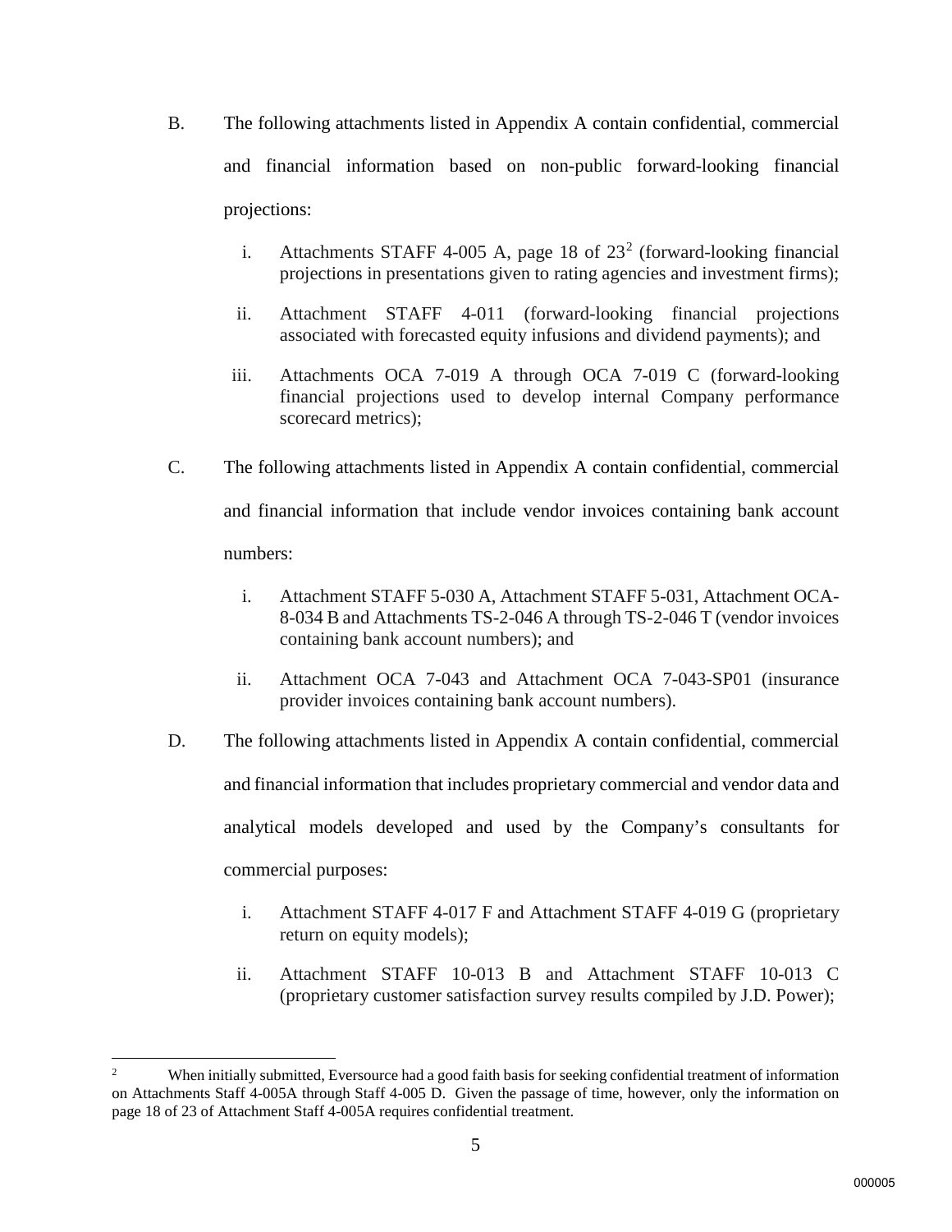B. The following attachments listed in Appendix A contain confidential, commercial and financial information based on non-public forward-looking financial projections:

   i. Attachments STAFF 4-005 A, page 18 of 23[2] (forward-looking financial projections in presentations given to rating agencies and investment firms);

   ii. Attachment STAFF 4-011 (forward-looking financial projections associated with forecasted equity infusions and dividend payments); and

   iii. Attachments OCA 7-019 A through OCA 7-019 C (forward-looking financial projections used to develop internal Company performance scorecard metrics);

C. The following attachments listed in Appendix A contain confidential, commercial and financial information that include vendor invoices containing bank account numbers:

   i. Attachment STAFF 5-030 A, Attachment STAFF 5-031, Attachment OCA-8-034 B and Attachments TS-2-046 A through TS-2-046 T (vendor invoices containing bank account numbers); and

   ii. Attachment OCA 7-043 and Attachment OCA 7-043-SP01 (insurance provider invoices containing bank account numbers).

D. The following attachments listed in Appendix A contain confidential, commercial and financial information that includes proprietary commercial and vendor data and analytical models developed and used by the Company's consultants for commercial purposes:

   i. Attachment STAFF 4-017 F and Attachment STAFF 4-019 G (proprietary return on equity models);

   ii. Attachment STAFF 10-013 B and Attachment STAFF 10-013 C (proprietary customer satisfaction survey results compiled by J.D. Power);

---

[2] When initially submitted, Eversource had a good faith basis for seeking confidential treatment of information on Attachments Staff 4-005A through Staff 4-005 D. Given the passage of time, however, only the information on page 18 of 23 of Attachment Staff 4-005A requires confidential treatment.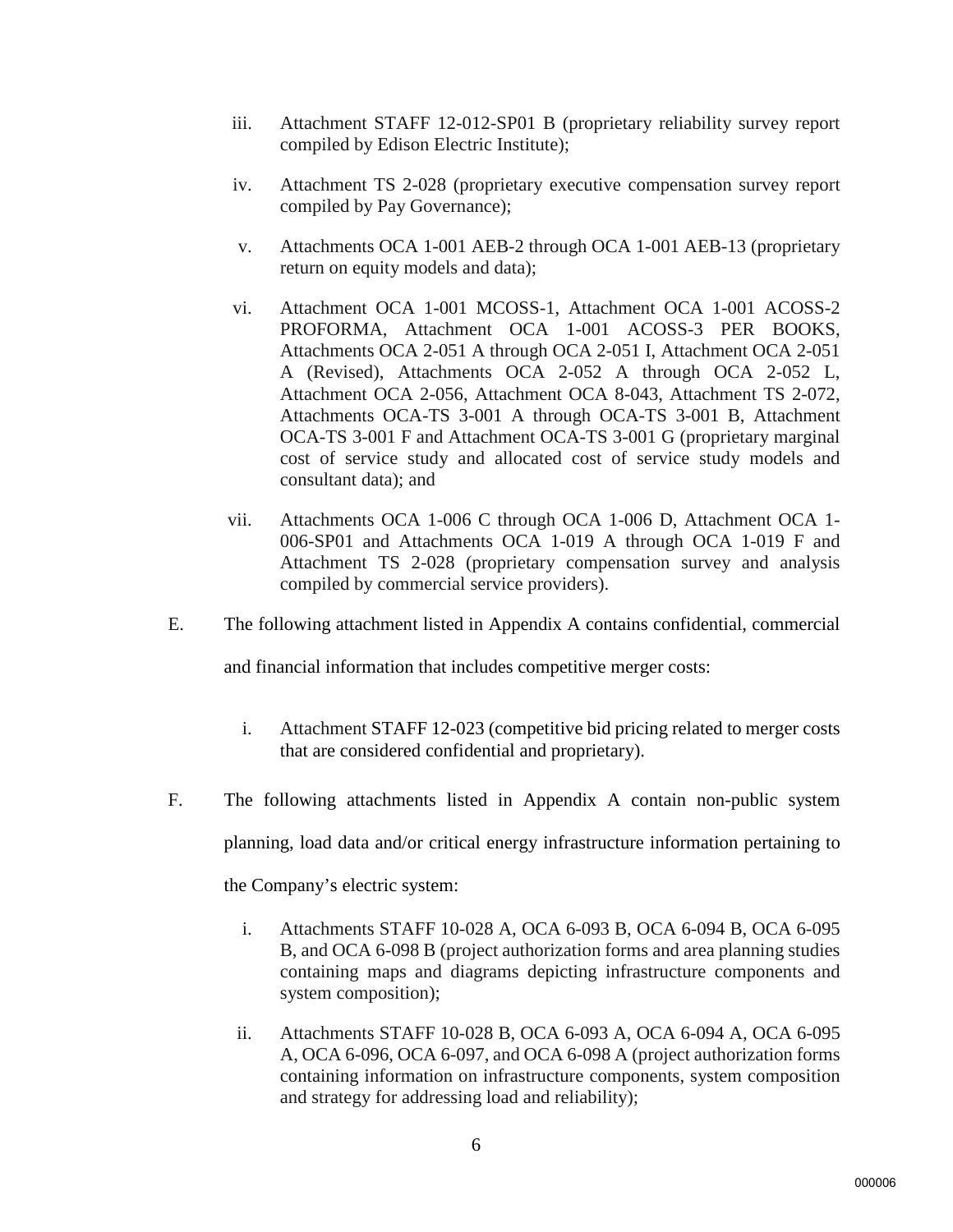iii. Attachment STAFF 12-012-SP01 B (proprietary reliability survey report compiled by Edison Electric Institute);

iv. Attachment TS 2-028 (proprietary executive compensation survey report compiled by Pay Governance);

v. Attachments OCA 1-001 AEB-2 through OCA 1-001 AEB-13 (proprietary return on equity models and data);

vi. Attachment OCA 1-001 MCOSS-1, Attachment OCA 1-001 ACOSS-2 PROFORMA, Attachment OCA 1-001 ACOSS-3 PER BOOKS, Attachments OCA 2-051 A through OCA 2-051 I, Attachment OCA 2-051 A (Revised), Attachments OCA 2-052 A through OCA 2-052 L, Attachment OCA 2-056, Attachment OCA 8-043, Attachment TS 2-072, Attachments OCA-TS 3-001 A through OCA-TS 3-001 B, Attachment OCA-TS 3-001 F and Attachment OCA-TS 3-001 G (proprietary marginal cost of service study and allocated cost of service study models and consultant data); and

vii. Attachments OCA 1-006 C through OCA 1-006 D, Attachment OCA 1-006-SP01 and Attachments OCA 1-019 A through OCA 1-019 F and Attachment TS 2-028 (proprietary compensation survey and analysis compiled by commercial service providers).

E. The following attachment listed in Appendix A contains confidential, commercial and financial information that includes competitive merger costs:

i. Attachment STAFF 12-023 (competitive bid pricing related to merger costs that are considered confidential and proprietary).

F. The following attachments listed in Appendix A contain non-public system planning, load data and/or critical energy infrastructure information pertaining to the Company's electric system:

i. Attachments STAFF 10-028 A, OCA 6-093 B, OCA 6-094 B, OCA 6-095 B, and OCA 6-098 B (project authorization forms and area planning studies containing maps and diagrams depicting infrastructure components and system composition);

ii. Attachments STAFF 10-028 B, OCA 6-093 A, OCA 6-094 A, OCA 6-095 A, OCA 6-096, OCA 6-097, and OCA 6-098 A (project authorization forms containing information on infrastructure components, system composition and strategy for addressing load and reliability);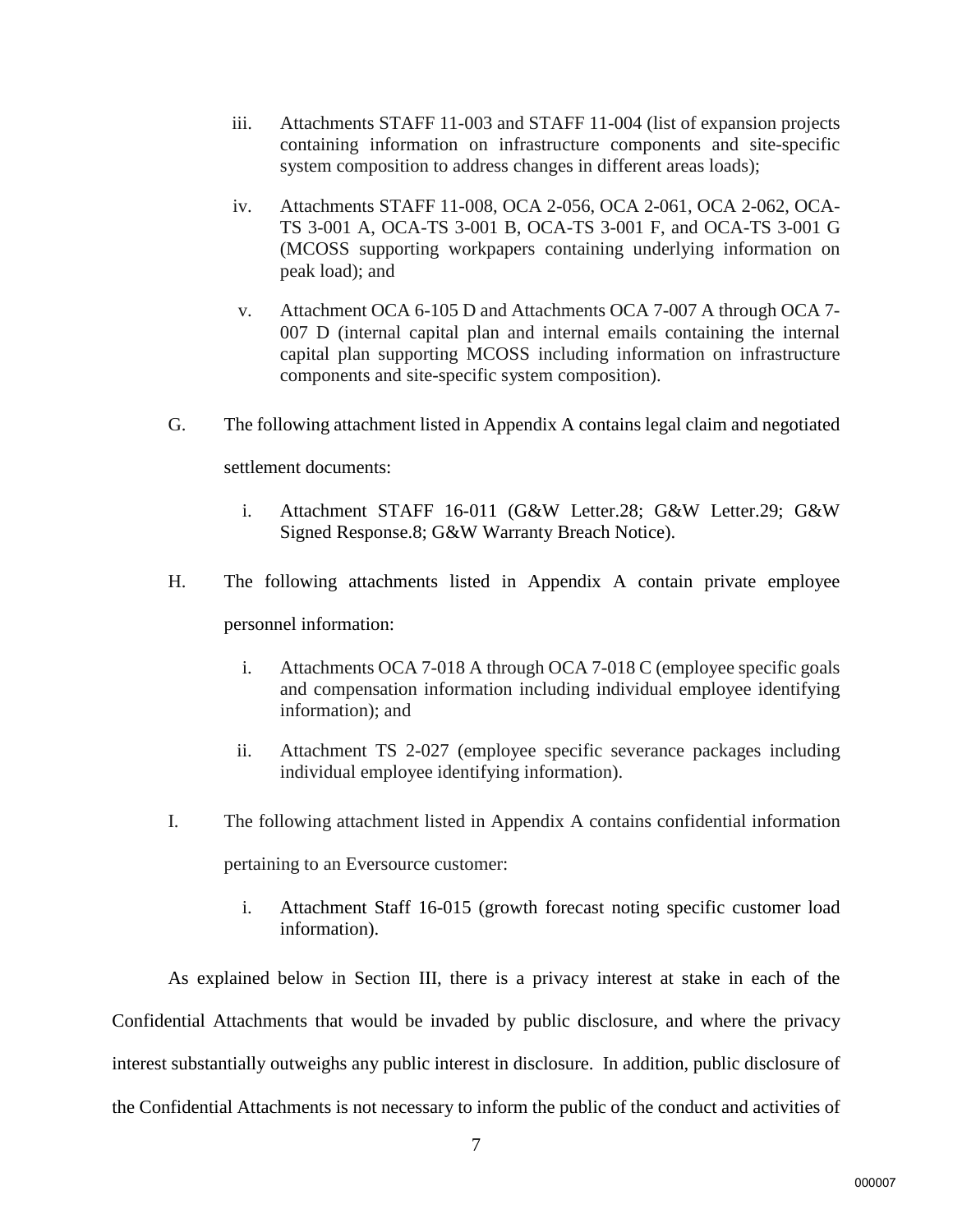iii. Attachments STAFF 11-003 and STAFF 11-004 (list of expansion projects containing information on infrastructure components and site-specific system composition to address changes in different areas loads);

iv. Attachments STAFF 11-008, OCA 2-056, OCA 2-061, OCA 2-062, OCA-TS 3-001 A, OCA-TS 3-001 B, OCA-TS 3-001 F, and OCA-TS 3-001 G (MCOSS supporting workpapers containing underlying information on peak load); and

v. Attachment OCA 6-105 D and Attachments OCA 7-007 A through OCA 7-007 D (internal capital plan and internal emails containing the internal capital plan supporting MCOSS including information on infrastructure components and site-specific system composition).

G. The following attachment listed in Appendix A contains legal claim and negotiated settlement documents:

i. Attachment STAFF 16-011 (G&W Letter.28; G&W Letter.29; G&W Signed Response.8; G&W Warranty Breach Notice).

H. The following attachments listed in Appendix A contain private employee personnel information:

i. Attachments OCA 7-018 A through OCA 7-018 C (employee specific goals and compensation information including individual employee identifying information); and

ii. Attachment TS 2-027 (employee specific severance packages including individual employee identifying information).

I. The following attachment listed in Appendix A contains confidential information pertaining to an Eversource customer:

i. Attachment Staff 16-015 (growth forecast noting specific customer load information).

As explained below in Section III, there is a privacy interest at stake in each of the Confidential Attachments that would be invaded by public disclosure, and where the privacy interest substantially outweighs any public interest in disclosure. In addition, public disclosure of the Confidential Attachments is not necessary to inform the public of the conduct and activities of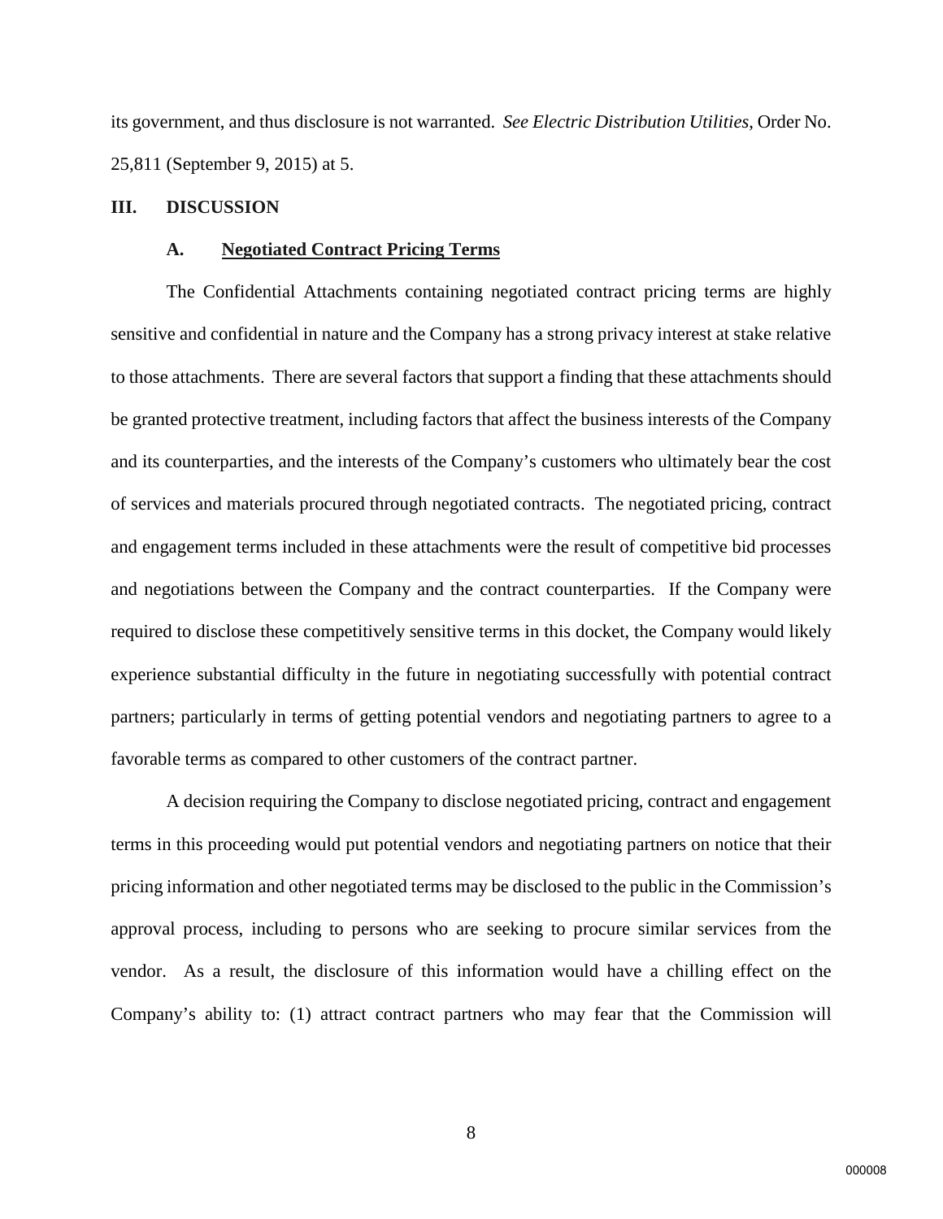its government, and thus disclosure is not warranted. *See Electric Distribution Utilities*, Order No. 25,811 (September 9, 2015) at 5.

## III. DISCUSSION

### A. Negotiated Contract Pricing Terms

The Confidential Attachments containing negotiated contract pricing terms are highly sensitive and confidential in nature and the Company has a strong privacy interest at stake relative to those attachments. There are several factors that support a finding that these attachments should be granted protective treatment, including factors that affect the business interests of the Company and its counterparties, and the interests of the Company's customers who ultimately bear the cost of services and materials procured through negotiated contracts. The negotiated pricing, contract and engagement terms included in these attachments were the result of competitive bid processes and negotiations between the Company and the contract counterparties. If the Company were required to disclose these competitively sensitive terms in this docket, the Company would likely experience substantial difficulty in the future in negotiating successfully with potential contract partners; particularly in terms of getting potential vendors and negotiating partners to agree to a favorable terms as compared to other customers of the contract partner.

A decision requiring the Company to disclose negotiated pricing, contract and engagement terms in this proceeding would put potential vendors and negotiating partners on notice that their pricing information and other negotiated terms may be disclosed to the public in the Commission's approval process, including to persons who are seeking to procure similar services from the vendor. As a result, the disclosure of this information would have a chilling effect on the Company's ability to: (1) attract contract partners who may fear that the Commission will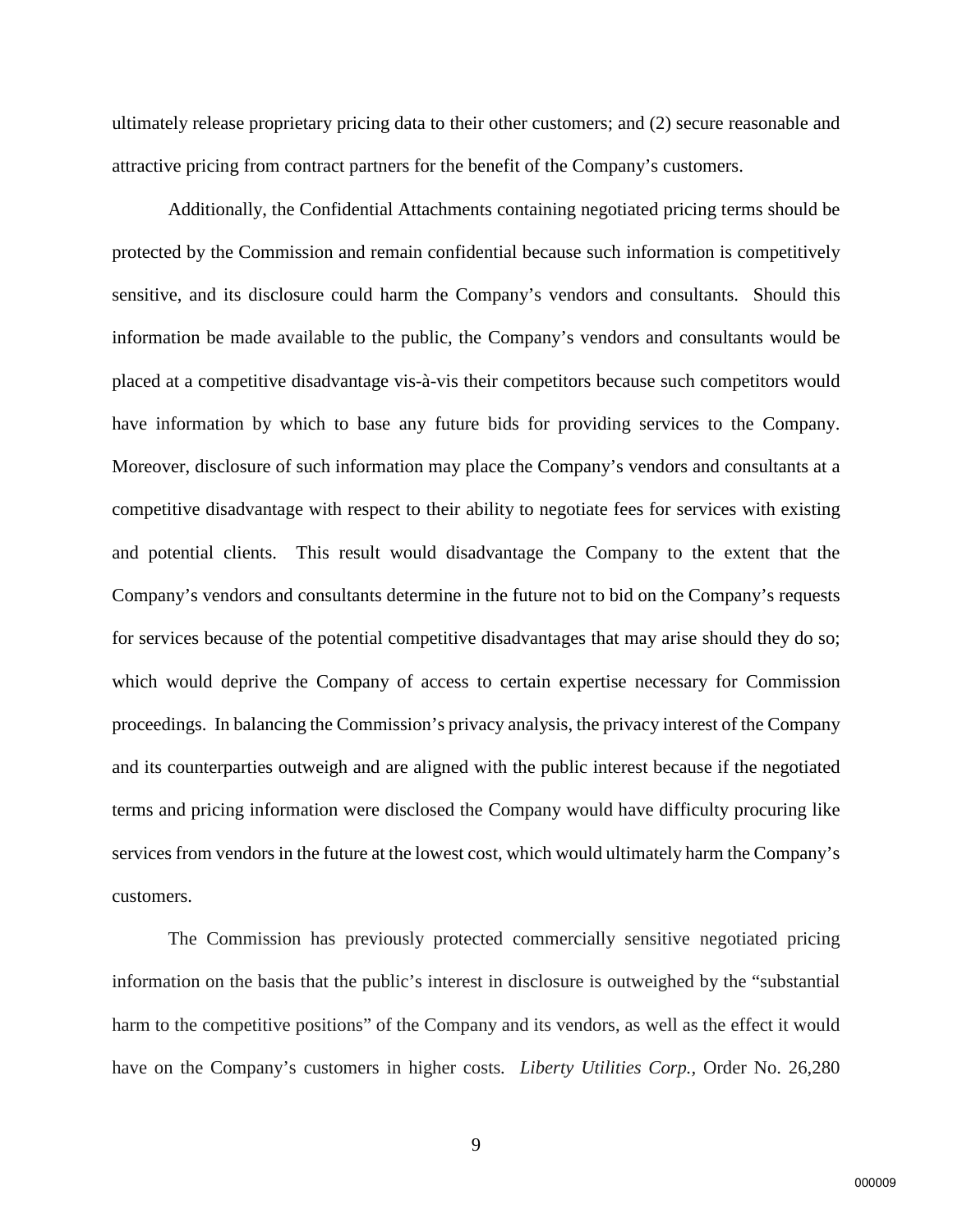ultimately release proprietary pricing data to their other customers; and (2) secure reasonable and attractive pricing from contract partners for the benefit of the Company's customers.

Additionally, the Confidential Attachments containing negotiated pricing terms should be protected by the Commission and remain confidential because such information is competitively sensitive, and its disclosure could harm the Company's vendors and consultants. Should this information be made available to the public, the Company's vendors and consultants would be placed at a competitive disadvantage vis-à-vis their competitors because such competitors would have information by which to base any future bids for providing services to the Company. Moreover, disclosure of such information may place the Company's vendors and consultants at a competitive disadvantage with respect to their ability to negotiate fees for services with existing and potential clients. This result would disadvantage the Company to the extent that the Company's vendors and consultants determine in the future not to bid on the Company's requests for services because of the potential competitive disadvantages that may arise should they do so; which would deprive the Company of access to certain expertise necessary for Commission proceedings. In balancing the Commission's privacy analysis, the privacy interest of the Company and its counterparties outweigh and are aligned with the public interest because if the negotiated terms and pricing information were disclosed the Company would have difficulty procuring like services from vendors in the future at the lowest cost, which would ultimately harm the Company's customers.

The Commission has previously protected commercially sensitive negotiated pricing information on the basis that the public's interest in disclosure is outweighed by the "substantial harm to the competitive positions" of the Company and its vendors, as well as the effect it would have on the Company's customers in higher costs. *Liberty Utilities Corp.*, Order No. 26,280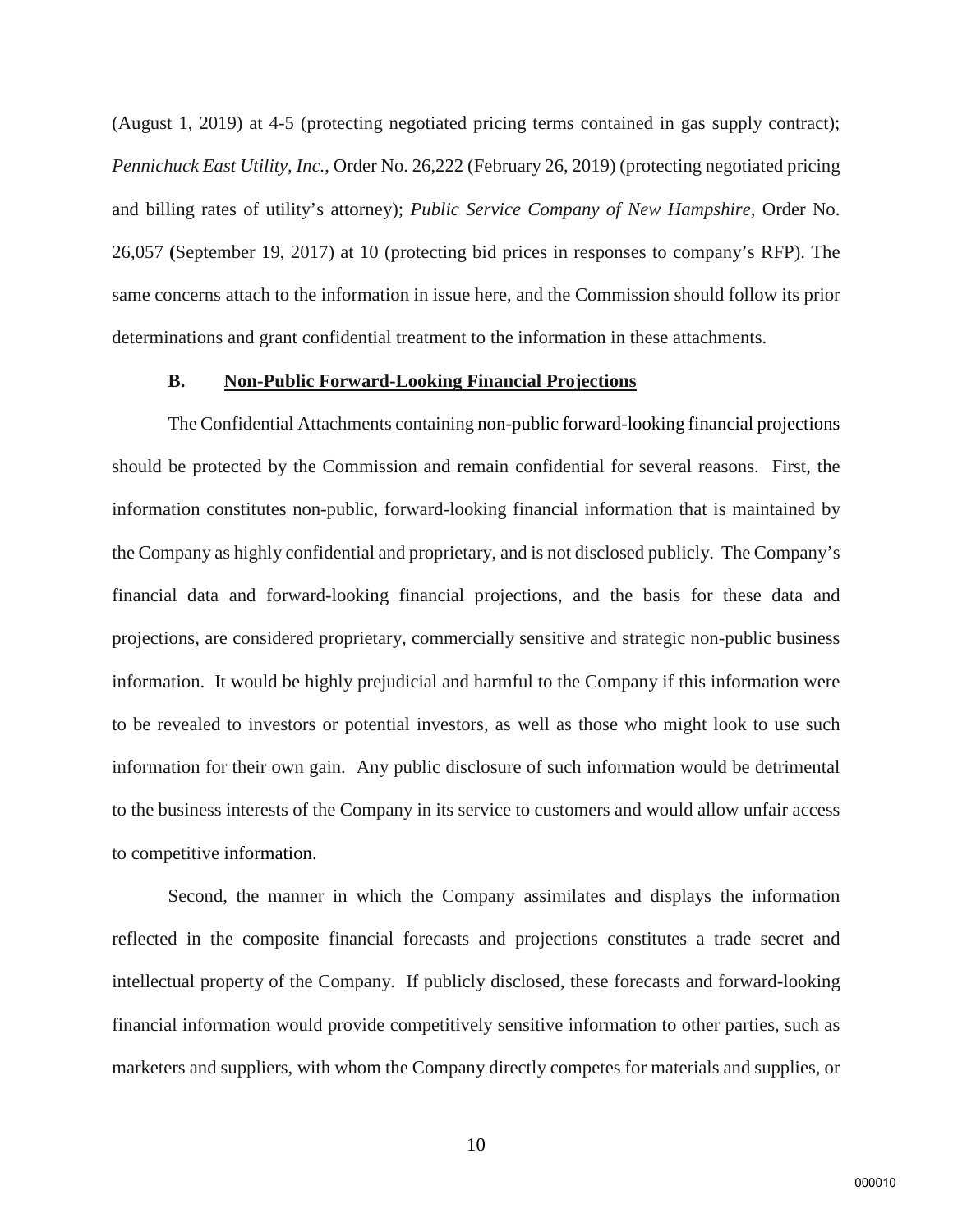(August 1, 2019) at 4-5 (protecting negotiated pricing terms contained in gas supply contract); *Pennichuck East Utility, Inc.*, Order No. 26,222 (February 26, 2019) (protecting negotiated pricing and billing rates of utility's attorney); *Public Service Company of New Hampshire*, Order No. 26,057 **(**September 19, 2017) at 10 (protecting bid prices in responses to company's RFP). The same concerns attach to the information in issue here, and the Commission should follow its prior determinations and grant confidential treatment to the information in these attachments.

### B. <u>Non-Public Forward-Looking Financial Projections</u>

The Confidential Attachments containing non-public forward-looking financial projections should be protected by the Commission and remain confidential for several reasons. First, the information constitutes non-public, forward-looking financial information that is maintained by the Company as highly confidential and proprietary, and is not disclosed publicly. The Company's financial data and forward-looking financial projections, and the basis for these data and projections, are considered proprietary, commercially sensitive and strategic non-public business information. It would be highly prejudicial and harmful to the Company if this information were to be revealed to investors or potential investors, as well as those who might look to use such information for their own gain. Any public disclosure of such information would be detrimental to the business interests of the Company in its service to customers and would allow unfair access to competitive information.

Second, the manner in which the Company assimilates and displays the information reflected in the composite financial forecasts and projections constitutes a trade secret and intellectual property of the Company. If publicly disclosed, these forecasts and forward-looking financial information would provide competitively sensitive information to other parties, such as marketers and suppliers, with whom the Company directly competes for materials and supplies, or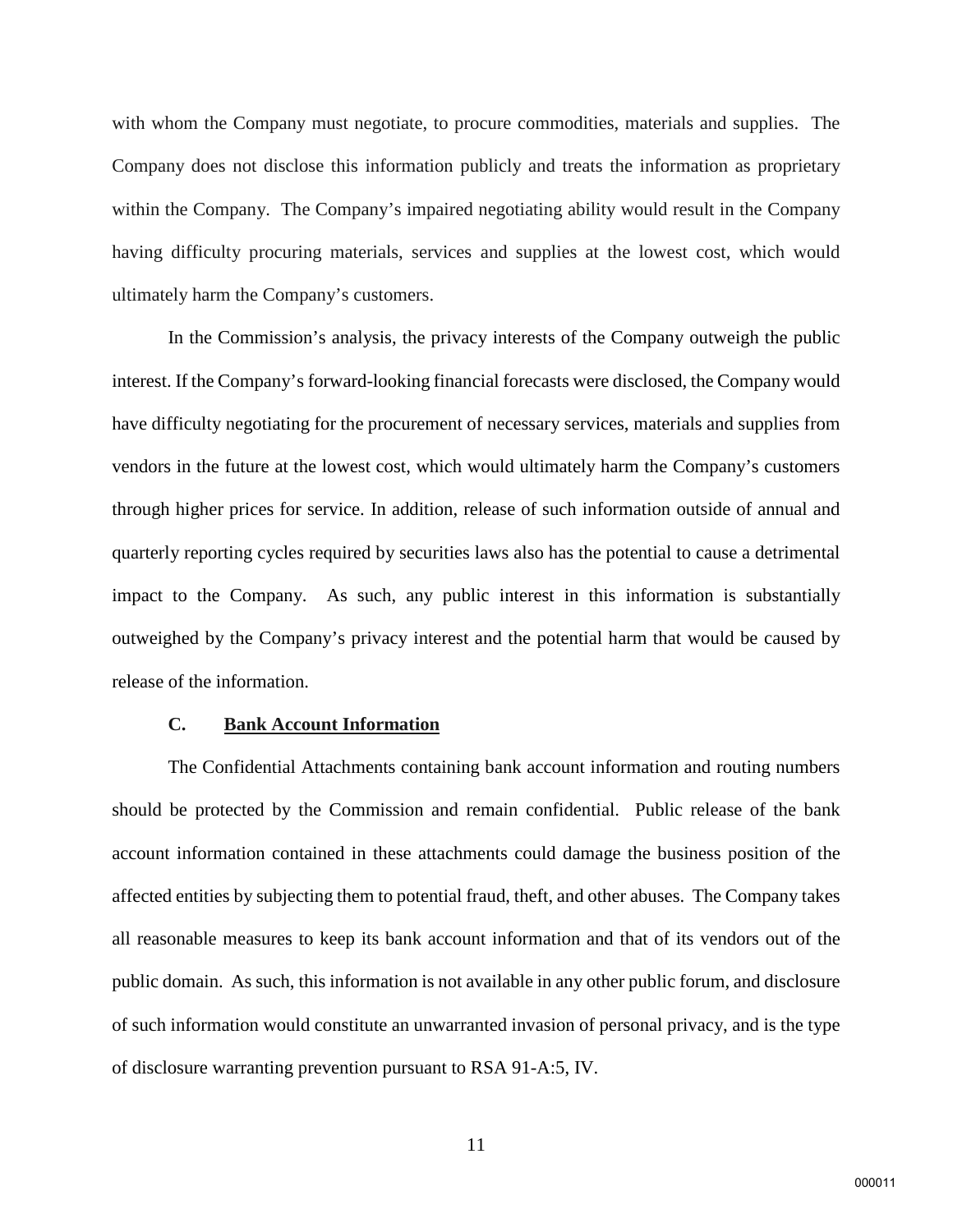with whom the Company must negotiate, to procure commodities, materials and supplies. The Company does not disclose this information publicly and treats the information as proprietary within the Company. The Company's impaired negotiating ability would result in the Company having difficulty procuring materials, services and supplies at the lowest cost, which would ultimately harm the Company's customers.

In the Commission's analysis, the privacy interests of the Company outweigh the public interest. If the Company's forward-looking financial forecasts were disclosed, the Company would have difficulty negotiating for the procurement of necessary services, materials and supplies from vendors in the future at the lowest cost, which would ultimately harm the Company's customers through higher prices for service. In addition, release of such information outside of annual and quarterly reporting cycles required by securities laws also has the potential to cause a detrimental impact to the Company. As such, any public interest in this information is substantially outweighed by the Company's privacy interest and the potential harm that would be caused by release of the information.

### C. <u>Bank Account Information</u>

The Confidential Attachments containing bank account information and routing numbers should be protected by the Commission and remain confidential. Public release of the bank account information contained in these attachments could damage the business position of the affected entities by subjecting them to potential fraud, theft, and other abuses. The Company takes all reasonable measures to keep its bank account information and that of its vendors out of the public domain. As such, this information is not available in any other public forum, and disclosure of such information would constitute an unwarranted invasion of personal privacy, and is the type of disclosure warranting prevention pursuant to RSA 91-A:5, IV.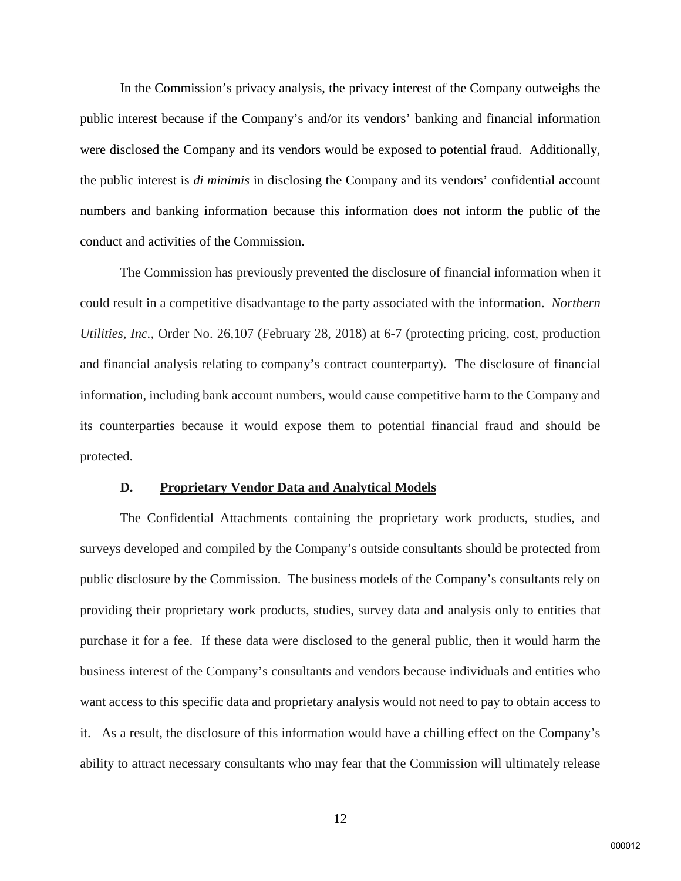In the Commission's privacy analysis, the privacy interest of the Company outweighs the public interest because if the Company's and/or its vendors' banking and financial information were disclosed the Company and its vendors would be exposed to potential fraud. Additionally, the public interest is *di minimis* in disclosing the Company and its vendors' confidential account numbers and banking information because this information does not inform the public of the conduct and activities of the Commission.

The Commission has previously prevented the disclosure of financial information when it could result in a competitive disadvantage to the party associated with the information. *Northern Utilities, Inc.*, Order No. 26,107 (February 28, 2018) at 6-7 (protecting pricing, cost, production and financial analysis relating to company's contract counterparty). The disclosure of financial information, including bank account numbers, would cause competitive harm to the Company and its counterparties because it would expose them to potential financial fraud and should be protected.

### D. Proprietary Vendor Data and Analytical Models

The Confidential Attachments containing the proprietary work products, studies, and surveys developed and compiled by the Company's outside consultants should be protected from public disclosure by the Commission. The business models of the Company's consultants rely on providing their proprietary work products, studies, survey data and analysis only to entities that purchase it for a fee. If these data were disclosed to the general public, then it would harm the business interest of the Company's consultants and vendors because individuals and entities who want access to this specific data and proprietary analysis would not need to pay to obtain access to it. As a result, the disclosure of this information would have a chilling effect on the Company's ability to attract necessary consultants who may fear that the Commission will ultimately release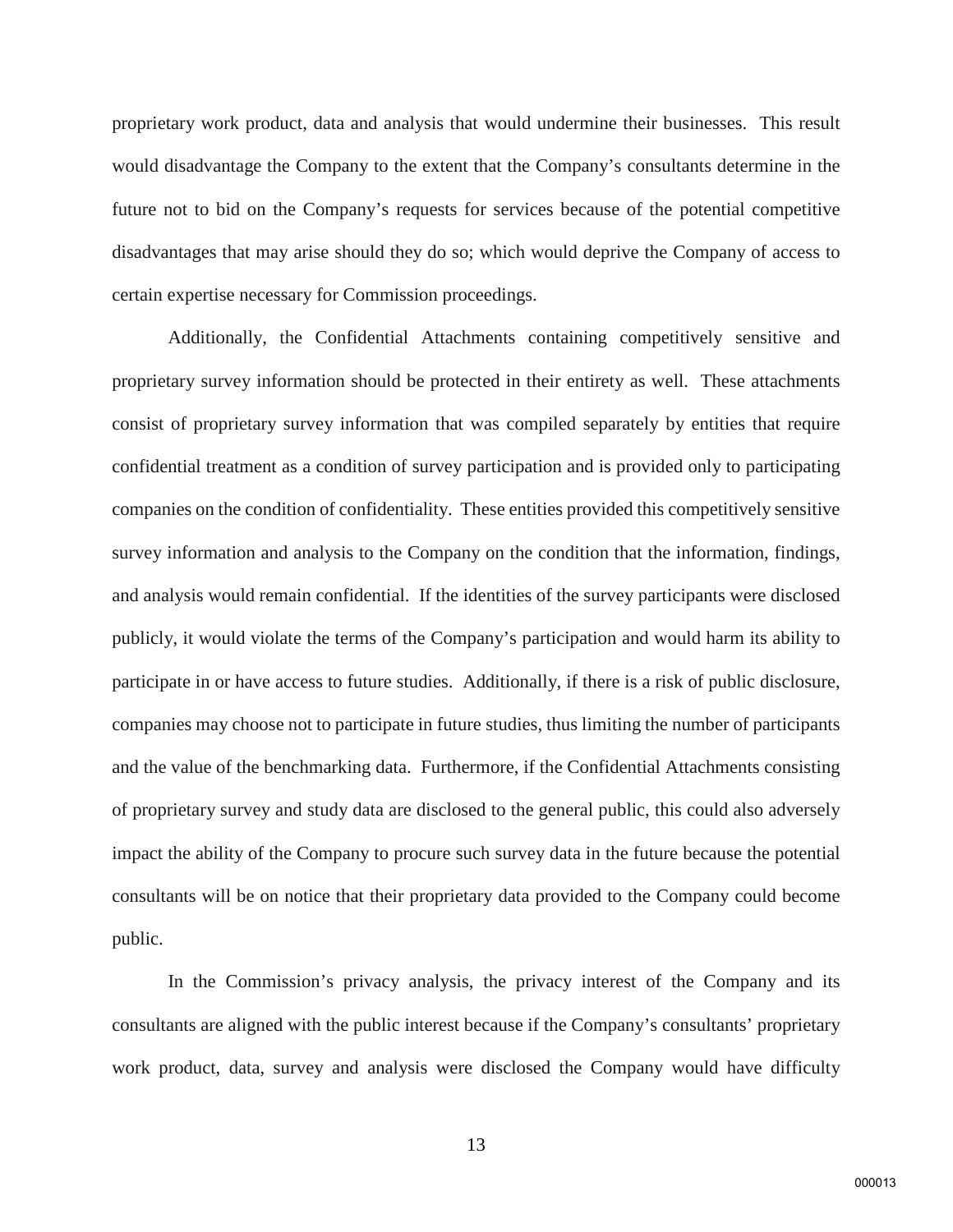proprietary work product, data and analysis that would undermine their businesses. This result would disadvantage the Company to the extent that the Company's consultants determine in the future not to bid on the Company's requests for services because of the potential competitive disadvantages that may arise should they do so; which would deprive the Company of access to certain expertise necessary for Commission proceedings.

Additionally, the Confidential Attachments containing competitively sensitive and proprietary survey information should be protected in their entirety as well. These attachments consist of proprietary survey information that was compiled separately by entities that require confidential treatment as a condition of survey participation and is provided only to participating companies on the condition of confidentiality. These entities provided this competitively sensitive survey information and analysis to the Company on the condition that the information, findings, and analysis would remain confidential. If the identities of the survey participants were disclosed publicly, it would violate the terms of the Company's participation and would harm its ability to participate in or have access to future studies. Additionally, if there is a risk of public disclosure, companies may choose not to participate in future studies, thus limiting the number of participants and the value of the benchmarking data. Furthermore, if the Confidential Attachments consisting of proprietary survey and study data are disclosed to the general public, this could also adversely impact the ability of the Company to procure such survey data in the future because the potential consultants will be on notice that their proprietary data provided to the Company could become public.

In the Commission's privacy analysis, the privacy interest of the Company and its consultants are aligned with the public interest because if the Company's consultants' proprietary work product, data, survey and analysis were disclosed the Company would have difficulty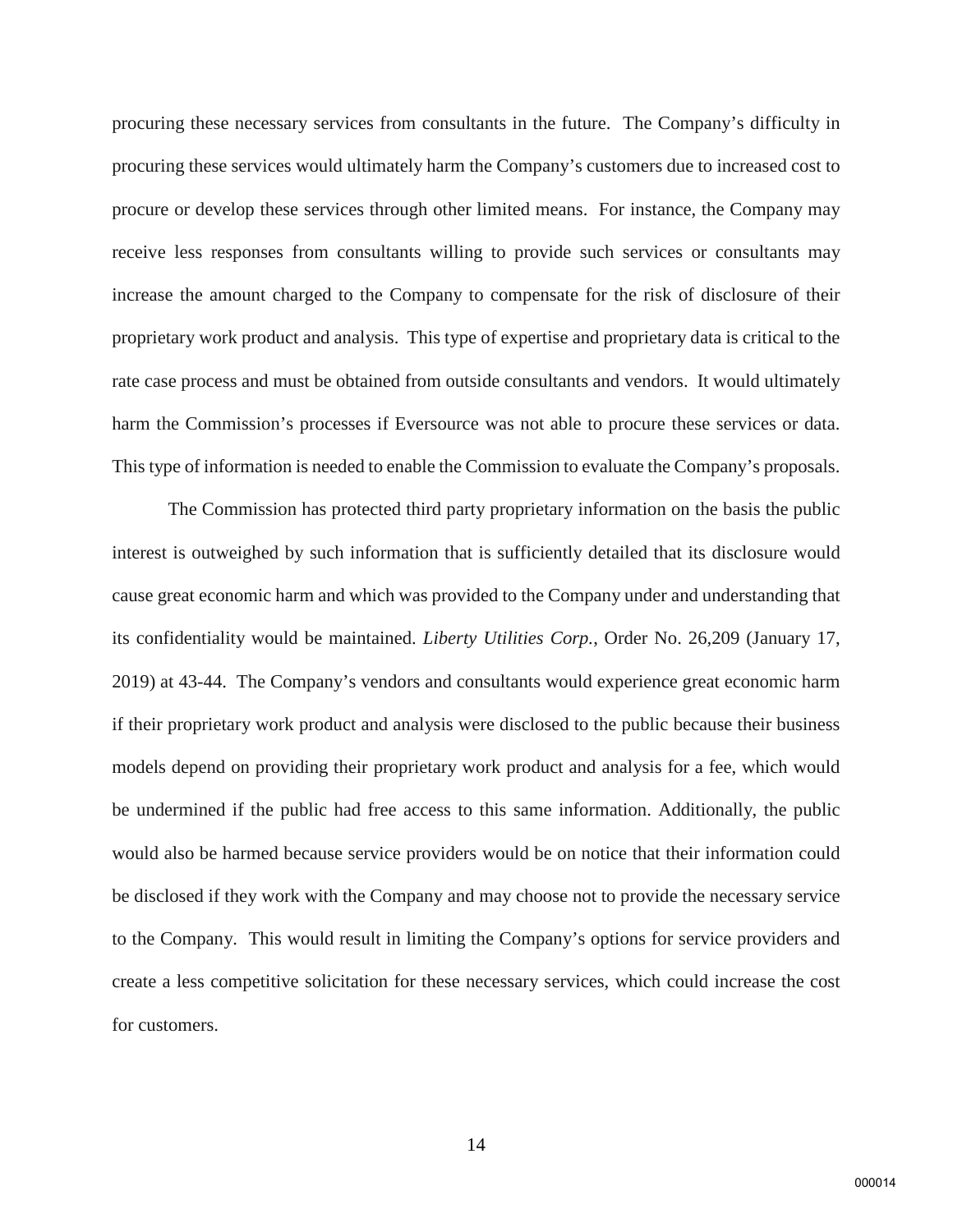procuring these necessary services from consultants in the future. The Company's difficulty in procuring these services would ultimately harm the Company's customers due to increased cost to procure or develop these services through other limited means. For instance, the Company may receive less responses from consultants willing to provide such services or consultants may increase the amount charged to the Company to compensate for the risk of disclosure of their proprietary work product and analysis. This type of expertise and proprietary data is critical to the rate case process and must be obtained from outside consultants and vendors. It would ultimately harm the Commission's processes if Eversource was not able to procure these services or data. This type of information is needed to enable the Commission to evaluate the Company's proposals.

The Commission has protected third party proprietary information on the basis the public interest is outweighed by such information that is sufficiently detailed that its disclosure would cause great economic harm and which was provided to the Company under and understanding that its confidentiality would be maintained. *Liberty Utilities Corp.*, Order No. 26,209 (January 17, 2019) at 43-44. The Company's vendors and consultants would experience great economic harm if their proprietary work product and analysis were disclosed to the public because their business models depend on providing their proprietary work product and analysis for a fee, which would be undermined if the public had free access to this same information. Additionally, the public would also be harmed because service providers would be on notice that their information could be disclosed if they work with the Company and may choose not to provide the necessary service to the Company. This would result in limiting the Company's options for service providers and create a less competitive solicitation for these necessary services, which could increase the cost for customers.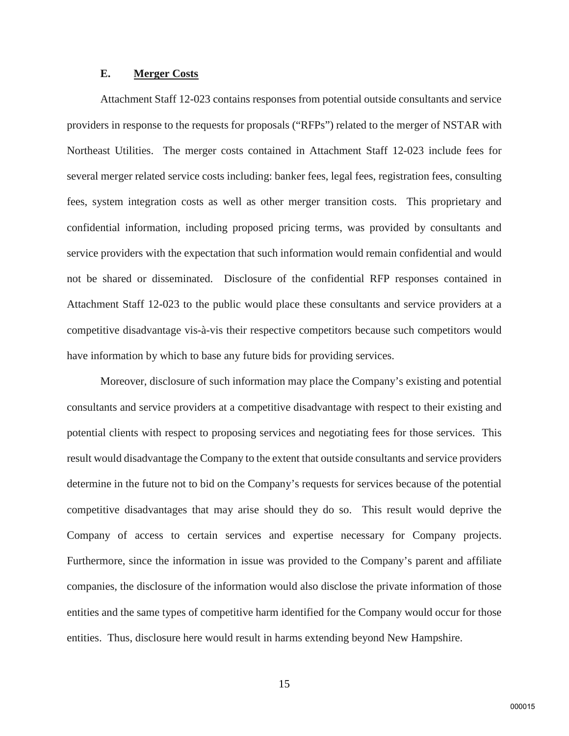### E. <u>Merger Costs</u>

Attachment Staff 12-023 contains responses from potential outside consultants and service providers in response to the requests for proposals ("RFPs") related to the merger of NSTAR with Northeast Utilities. The merger costs contained in Attachment Staff 12-023 include fees for several merger related service costs including: banker fees, legal fees, registration fees, consulting fees, system integration costs as well as other merger transition costs. This proprietary and confidential information, including proposed pricing terms, was provided by consultants and service providers with the expectation that such information would remain confidential and would not be shared or disseminated. Disclosure of the confidential RFP responses contained in Attachment Staff 12-023 to the public would place these consultants and service providers at a competitive disadvantage vis-à-vis their respective competitors because such competitors would have information by which to base any future bids for providing services.

Moreover, disclosure of such information may place the Company's existing and potential consultants and service providers at a competitive disadvantage with respect to their existing and potential clients with respect to proposing services and negotiating fees for those services. This result would disadvantage the Company to the extent that outside consultants and service providers determine in the future not to bid on the Company's requests for services because of the potential competitive disadvantages that may arise should they do so. This result would deprive the Company of access to certain services and expertise necessary for Company projects. Furthermore, since the information in issue was provided to the Company's parent and affiliate companies, the disclosure of the information would also disclose the private information of those entities and the same types of competitive harm identified for the Company would occur for those entities. Thus, disclosure here would result in harms extending beyond New Hampshire.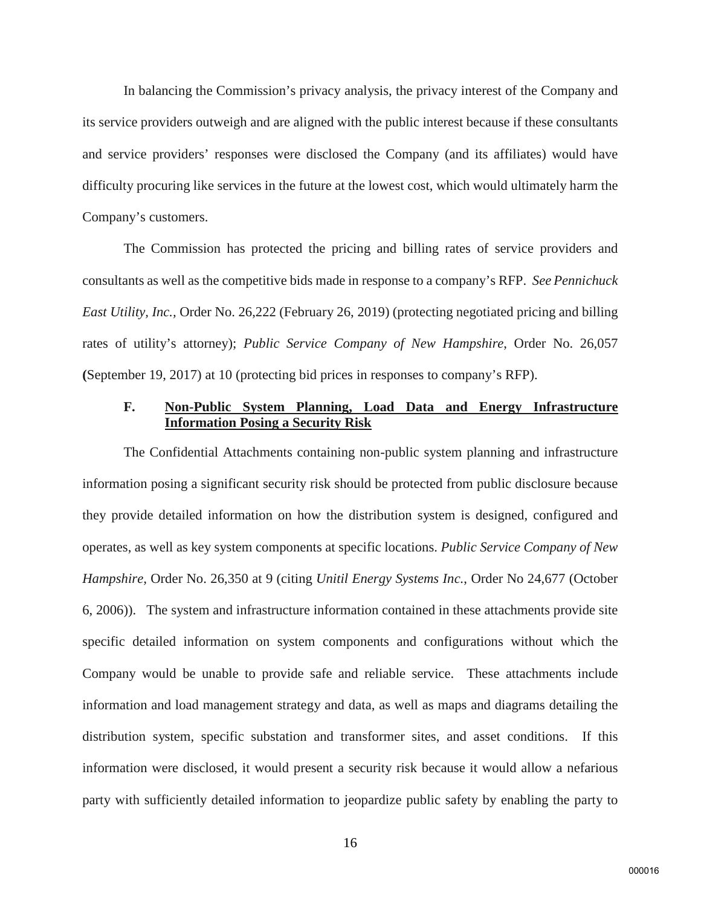In balancing the Commission's privacy analysis, the privacy interest of the Company and its service providers outweigh and are aligned with the public interest because if these consultants and service providers' responses were disclosed the Company (and its affiliates) would have difficulty procuring like services in the future at the lowest cost, which would ultimately harm the Company's customers.

The Commission has protected the pricing and billing rates of service providers and consultants as well as the competitive bids made in response to a company's RFP. *See Pennichuck East Utility, Inc.*, Order No. 26,222 (February 26, 2019) (protecting negotiated pricing and billing rates of utility's attorney); *Public Service Company of New Hampshire*, Order No. 26,057 **(**September 19, 2017) at 10 (protecting bid prices in responses to company's RFP).

### F. <u>Non-Public System Planning, Load Data and Energy Infrastructure Information Posing a Security Risk</u>

The Confidential Attachments containing non-public system planning and infrastructure information posing a significant security risk should be protected from public disclosure because they provide detailed information on how the distribution system is designed, configured and operates, as well as key system components at specific locations. *Public Service Company of New Hampshire*, Order No. 26,350 at 9 (citing *Unitil Energy Systems Inc.*, Order No 24,677 (October 6, 2006)). The system and infrastructure information contained in these attachments provide site specific detailed information on system components and configurations without which the Company would be unable to provide safe and reliable service. These attachments include information and load management strategy and data, as well as maps and diagrams detailing the distribution system, specific substation and transformer sites, and asset conditions. If this information were disclosed, it would present a security risk because it would allow a nefarious party with sufficiently detailed information to jeopardize public safety by enabling the party to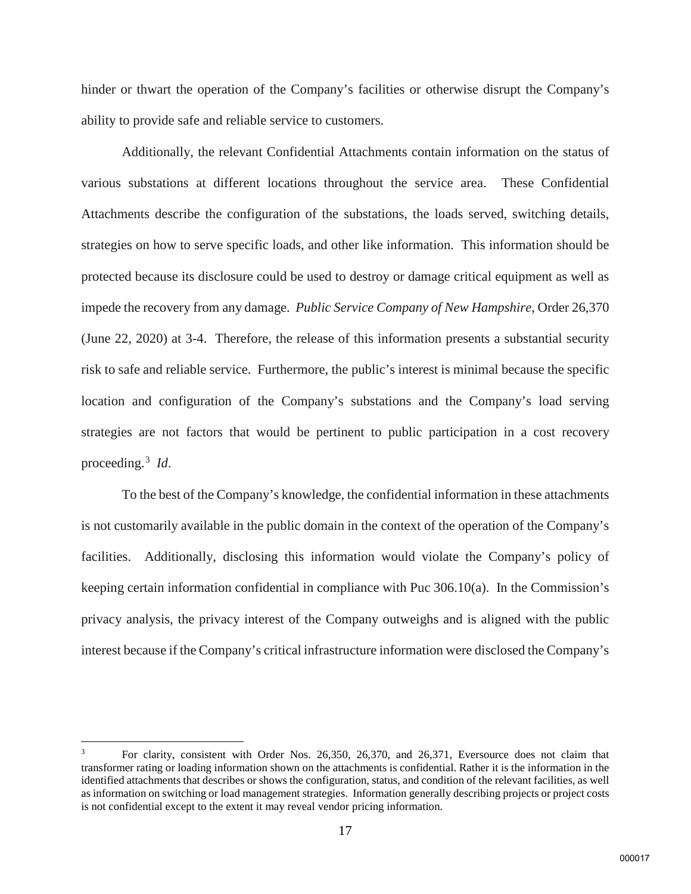hinder or thwart the operation of the Company's facilities or otherwise disrupt the Company's ability to provide safe and reliable service to customers.

Additionally, the relevant Confidential Attachments contain information on the status of various substations at different locations throughout the service area. These Confidential Attachments describe the configuration of the substations, the loads served, switching details, strategies on how to serve specific loads, and other like information. This information should be protected because its disclosure could be used to destroy or damage critical equipment as well as impede the recovery from any damage. *Public Service Company of New Hampshire*, Order 26,370 (June 22, 2020) at 3-4. Therefore, the release of this information presents a substantial security risk to safe and reliable service. Furthermore, the public's interest is minimal because the specific location and configuration of the Company's substations and the Company's load serving strategies are not factors that would be pertinent to public participation in a cost recovery proceeding.[3] *Id*.

To the best of the Company's knowledge, the confidential information in these attachments is not customarily available in the public domain in the context of the operation of the Company's facilities. Additionally, disclosing this information would violate the Company's policy of keeping certain information confidential in compliance with Puc 306.10(a). In the Commission's privacy analysis, the privacy interest of the Company outweighs and is aligned with the public interest because if the Company's critical infrastructure information were disclosed the Company's

---

[3] For clarity, consistent with Order Nos. 26,350, 26,370, and 26,371, Eversource does not claim that transformer rating or loading information shown on the attachments is confidential. Rather it is the information in the identified attachments that describes or shows the configuration, status, and condition of the relevant facilities, as well as information on switching or load management strategies. Information generally describing projects or project costs is not confidential except to the extent it may reveal vendor pricing information.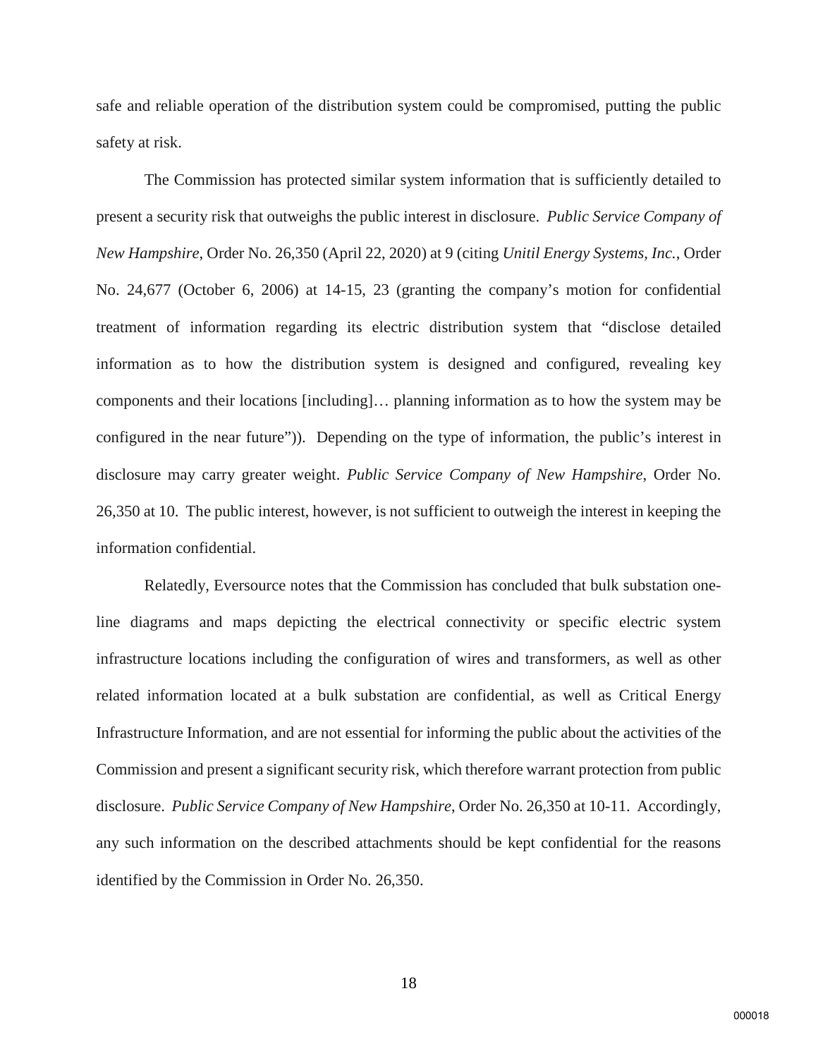safe and reliable operation of the distribution system could be compromised, putting the public safety at risk.

The Commission has protected similar system information that is sufficiently detailed to present a security risk that outweighs the public interest in disclosure. *Public Service Company of New Hampshire*, Order No. 26,350 (April 22, 2020) at 9 (citing *Unitil Energy Systems, Inc.*, Order No. 24,677 (October 6, 2006) at 14-15, 23 (granting the company's motion for confidential treatment of information regarding its electric distribution system that "disclose detailed information as to how the distribution system is designed and configured, revealing key components and their locations [including]… planning information as to how the system may be configured in the near future")). Depending on the type of information, the public's interest in disclosure may carry greater weight. *Public Service Company of New Hampshire*, Order No. 26,350 at 10. The public interest, however, is not sufficient to outweigh the interest in keeping the information confidential.

Relatedly, Eversource notes that the Commission has concluded that bulk substation one-line diagrams and maps depicting the electrical connectivity or specific electric system infrastructure locations including the configuration of wires and transformers, as well as other related information located at a bulk substation are confidential, as well as Critical Energy Infrastructure Information, and are not essential for informing the public about the activities of the Commission and present a significant security risk, which therefore warrant protection from public disclosure. *Public Service Company of New Hampshire*, Order No. 26,350 at 10-11. Accordingly, any such information on the described attachments should be kept confidential for the reasons identified by the Commission in Order No. 26,350.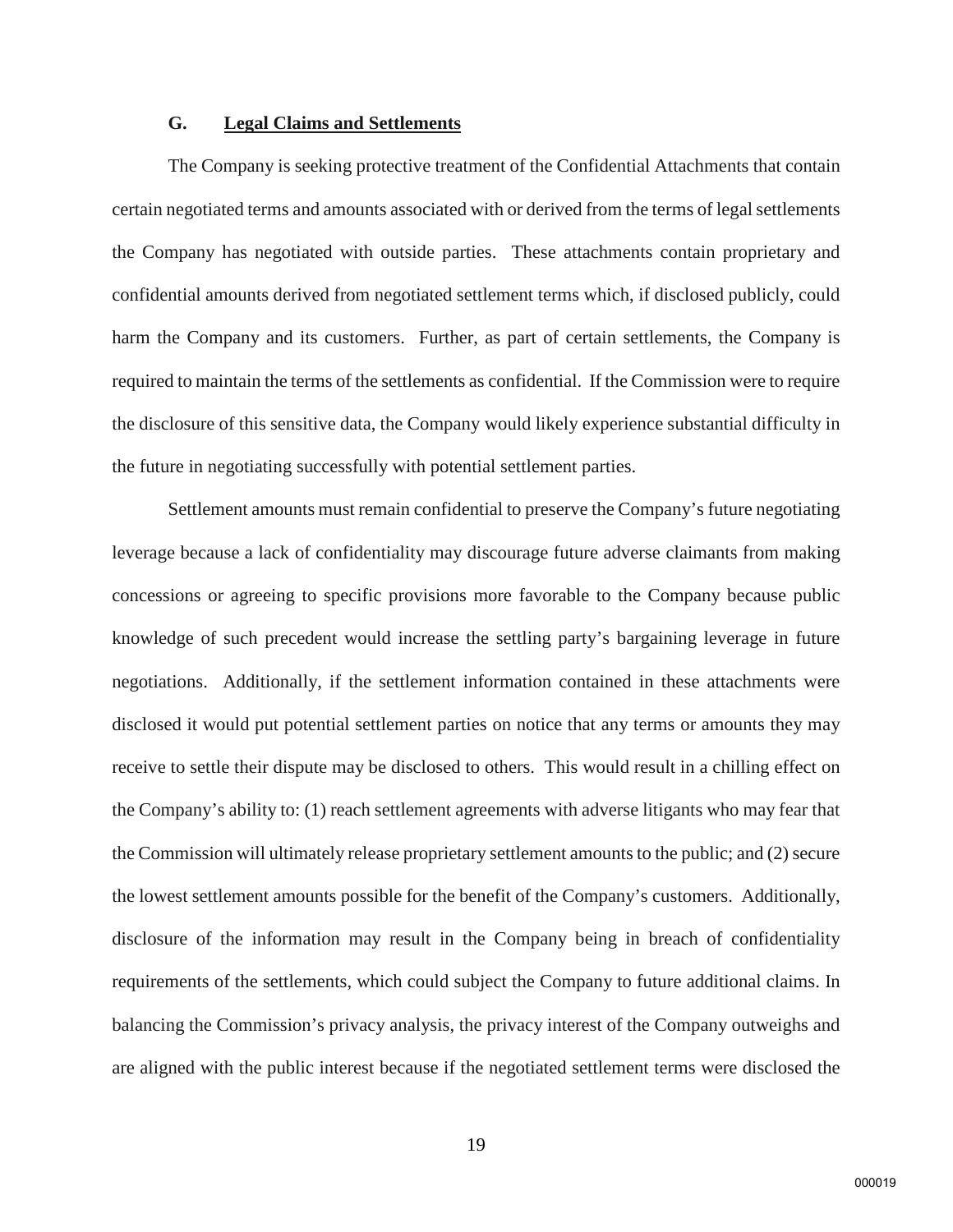### G. Legal Claims and Settlements

The Company is seeking protective treatment of the Confidential Attachments that contain certain negotiated terms and amounts associated with or derived from the terms of legal settlements the Company has negotiated with outside parties. These attachments contain proprietary and confidential amounts derived from negotiated settlement terms which, if disclosed publicly, could harm the Company and its customers. Further, as part of certain settlements, the Company is required to maintain the terms of the settlements as confidential. If the Commission were to require the disclosure of this sensitive data, the Company would likely experience substantial difficulty in the future in negotiating successfully with potential settlement parties.

Settlement amounts must remain confidential to preserve the Company's future negotiating leverage because a lack of confidentiality may discourage future adverse claimants from making concessions or agreeing to specific provisions more favorable to the Company because public knowledge of such precedent would increase the settling party's bargaining leverage in future negotiations. Additionally, if the settlement information contained in these attachments were disclosed it would put potential settlement parties on notice that any terms or amounts they may receive to settle their dispute may be disclosed to others. This would result in a chilling effect on the Company's ability to: (1) reach settlement agreements with adverse litigants who may fear that the Commission will ultimately release proprietary settlement amounts to the public; and (2) secure the lowest settlement amounts possible for the benefit of the Company's customers. Additionally, disclosure of the information may result in the Company being in breach of confidentiality requirements of the settlements, which could subject the Company to future additional claims. In balancing the Commission's privacy analysis, the privacy interest of the Company outweighs and are aligned with the public interest because if the negotiated settlement terms were disclosed the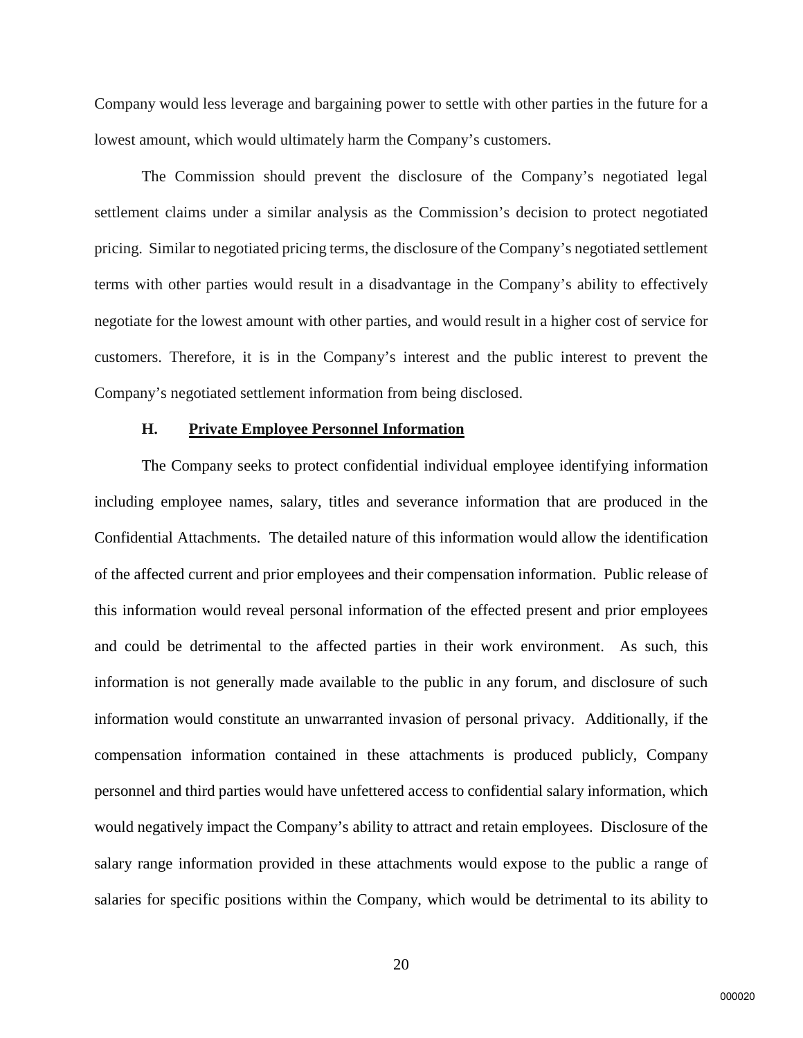Company would less leverage and bargaining power to settle with other parties in the future for a lowest amount, which would ultimately harm the Company's customers.

The Commission should prevent the disclosure of the Company's negotiated legal settlement claims under a similar analysis as the Commission's decision to protect negotiated pricing. Similar to negotiated pricing terms, the disclosure of the Company's negotiated settlement terms with other parties would result in a disadvantage in the Company's ability to effectively negotiate for the lowest amount with other parties, and would result in a higher cost of service for customers. Therefore, it is in the Company's interest and the public interest to prevent the Company's negotiated settlement information from being disclosed.

### H. Private Employee Personnel Information

The Company seeks to protect confidential individual employee identifying information including employee names, salary, titles and severance information that are produced in the Confidential Attachments. The detailed nature of this information would allow the identification of the affected current and prior employees and their compensation information. Public release of this information would reveal personal information of the effected present and prior employees and could be detrimental to the affected parties in their work environment. As such, this information is not generally made available to the public in any forum, and disclosure of such information would constitute an unwarranted invasion of personal privacy. Additionally, if the compensation information contained in these attachments is produced publicly, Company personnel and third parties would have unfettered access to confidential salary information, which would negatively impact the Company's ability to attract and retain employees. Disclosure of the salary range information provided in these attachments would expose to the public a range of salaries for specific positions within the Company, which would be detrimental to its ability to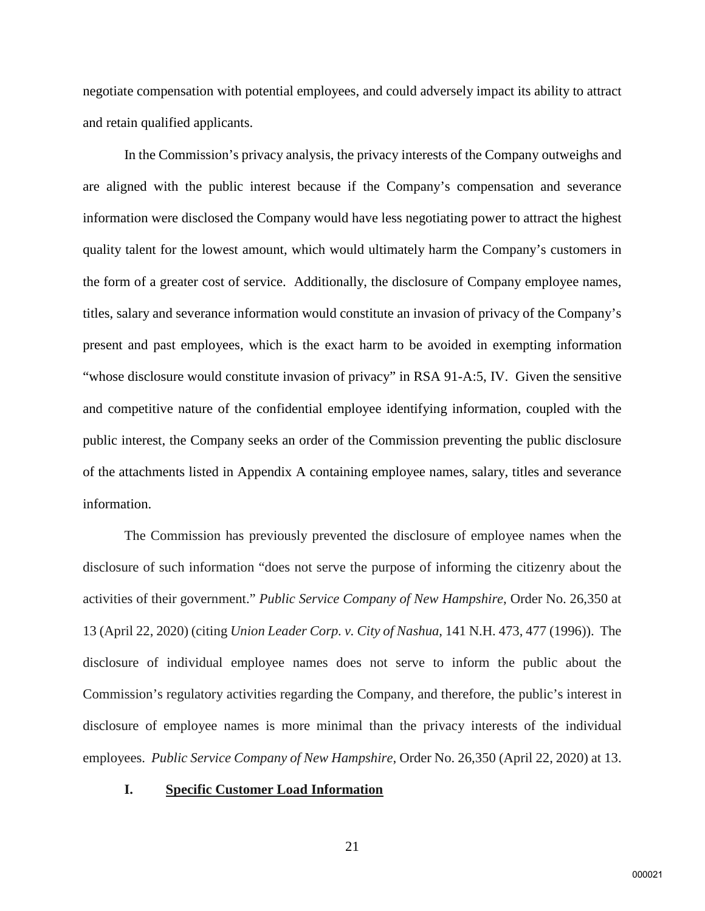negotiate compensation with potential employees, and could adversely impact its ability to attract and retain qualified applicants.

In the Commission's privacy analysis, the privacy interests of the Company outweighs and are aligned with the public interest because if the Company's compensation and severance information were disclosed the Company would have less negotiating power to attract the highest quality talent for the lowest amount, which would ultimately harm the Company's customers in the form of a greater cost of service. Additionally, the disclosure of Company employee names, titles, salary and severance information would constitute an invasion of privacy of the Company's present and past employees, which is the exact harm to be avoided in exempting information "whose disclosure would constitute invasion of privacy" in RSA 91-A:5, IV. Given the sensitive and competitive nature of the confidential employee identifying information, coupled with the public interest, the Company seeks an order of the Commission preventing the public disclosure of the attachments listed in Appendix A containing employee names, salary, titles and severance information.

The Commission has previously prevented the disclosure of employee names when the disclosure of such information "does not serve the purpose of informing the citizenry about the activities of their government." *Public Service Company of New Hampshire*, Order No. 26,350 at 13 (April 22, 2020) (citing *Union Leader Corp. v. City of Nashua*, 141 N.H. 473, 477 (1996)). The disclosure of individual employee names does not serve to inform the public about the Commission's regulatory activities regarding the Company, and therefore, the public's interest in disclosure of employee names is more minimal than the privacy interests of the individual employees. *Public Service Company of New Hampshire*, Order No. 26,350 (April 22, 2020) at 13.

## I. Specific Customer Load Information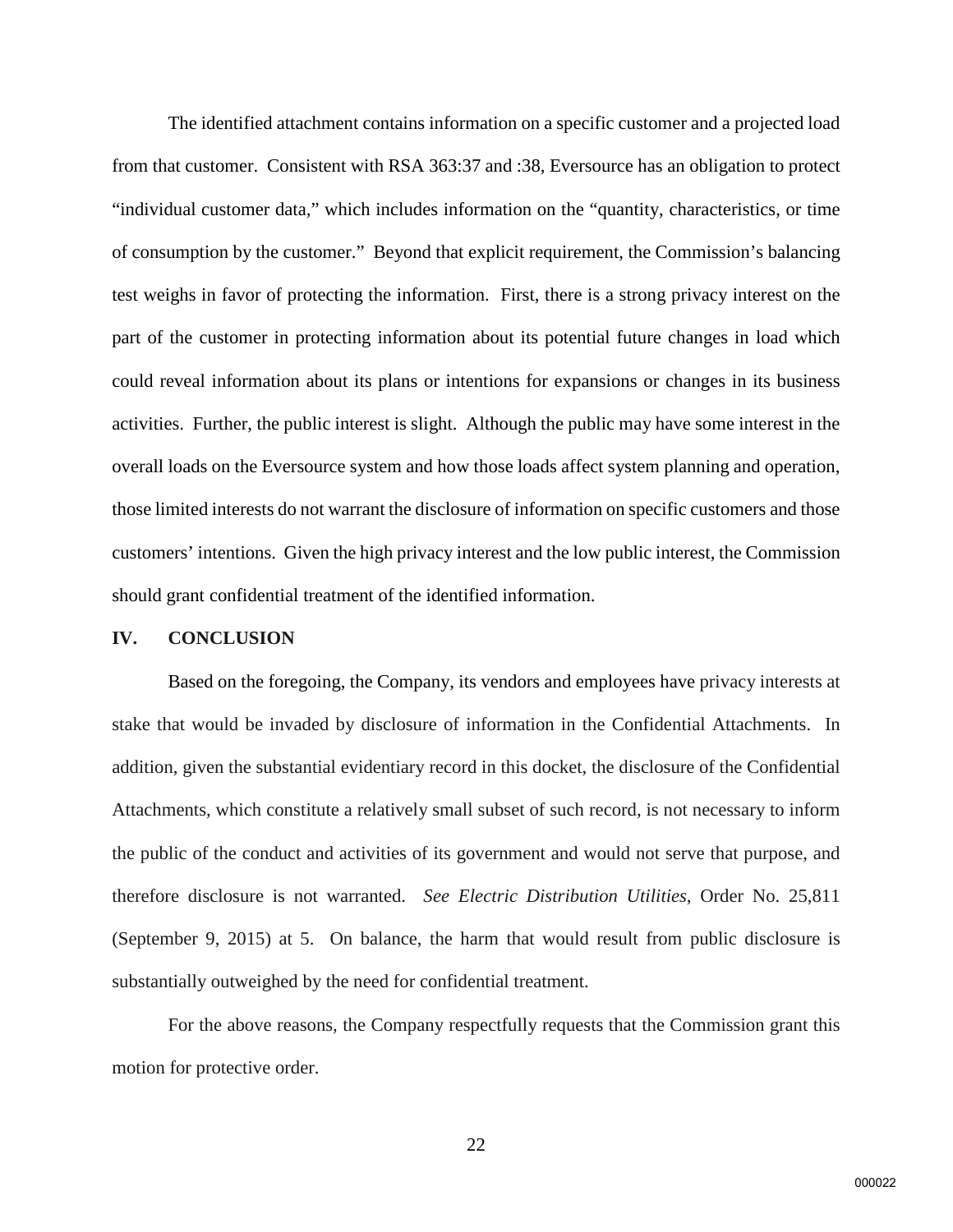The identified attachment contains information on a specific customer and a projected load from that customer. Consistent with RSA 363:37 and :38, Eversource has an obligation to protect "individual customer data," which includes information on the "quantity, characteristics, or time of consumption by the customer." Beyond that explicit requirement, the Commission's balancing test weighs in favor of protecting the information. First, there is a strong privacy interest on the part of the customer in protecting information about its potential future changes in load which could reveal information about its plans or intentions for expansions or changes in its business activities. Further, the public interest is slight. Although the public may have some interest in the overall loads on the Eversource system and how those loads affect system planning and operation, those limited interests do not warrant the disclosure of information on specific customers and those customers' intentions. Given the high privacy interest and the low public interest, the Commission should grant confidential treatment of the identified information.

## IV. CONCLUSION

Based on the foregoing, the Company, its vendors and employees have privacy interests at stake that would be invaded by disclosure of information in the Confidential Attachments. In addition, given the substantial evidentiary record in this docket, the disclosure of the Confidential Attachments, which constitute a relatively small subset of such record, is not necessary to inform the public of the conduct and activities of its government and would not serve that purpose, and therefore disclosure is not warranted. *See Electric Distribution Utilities*, Order No. 25,811 (September 9, 2015) at 5. On balance, the harm that would result from public disclosure is substantially outweighed by the need for confidential treatment.

For the above reasons, the Company respectfully requests that the Commission grant this motion for protective order.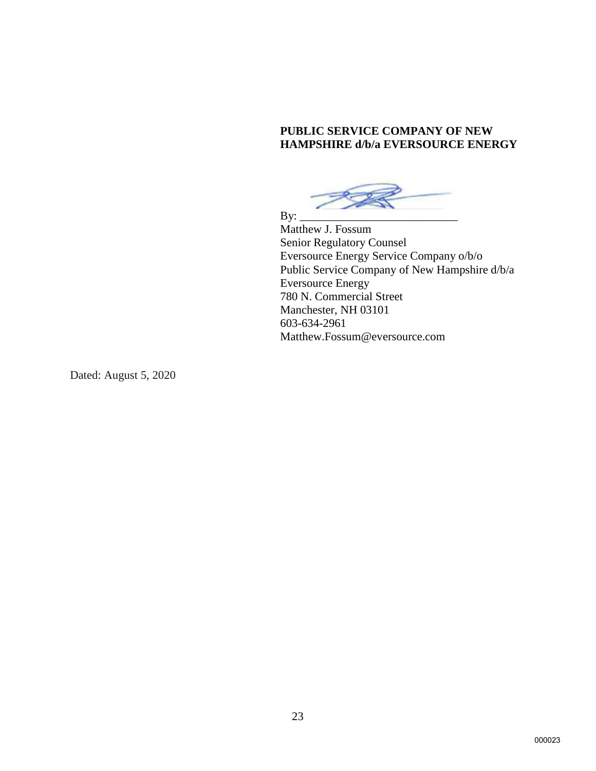**PUBLIC SERVICE COMPANY OF NEW HAMPSHIRE d/b/a EVERSOURCE ENERGY**

By: ___________________________

Matthew J. Fossum
Senior Regulatory Counsel
Eversource Energy Service Company o/b/o
Public Service Company of New Hampshire d/b/a
Eversource Energy
780 N. Commercial Street
Manchester, NH 03101
603-634-2961
Matthew.Fossum@eversource.com

Dated: August 5, 2020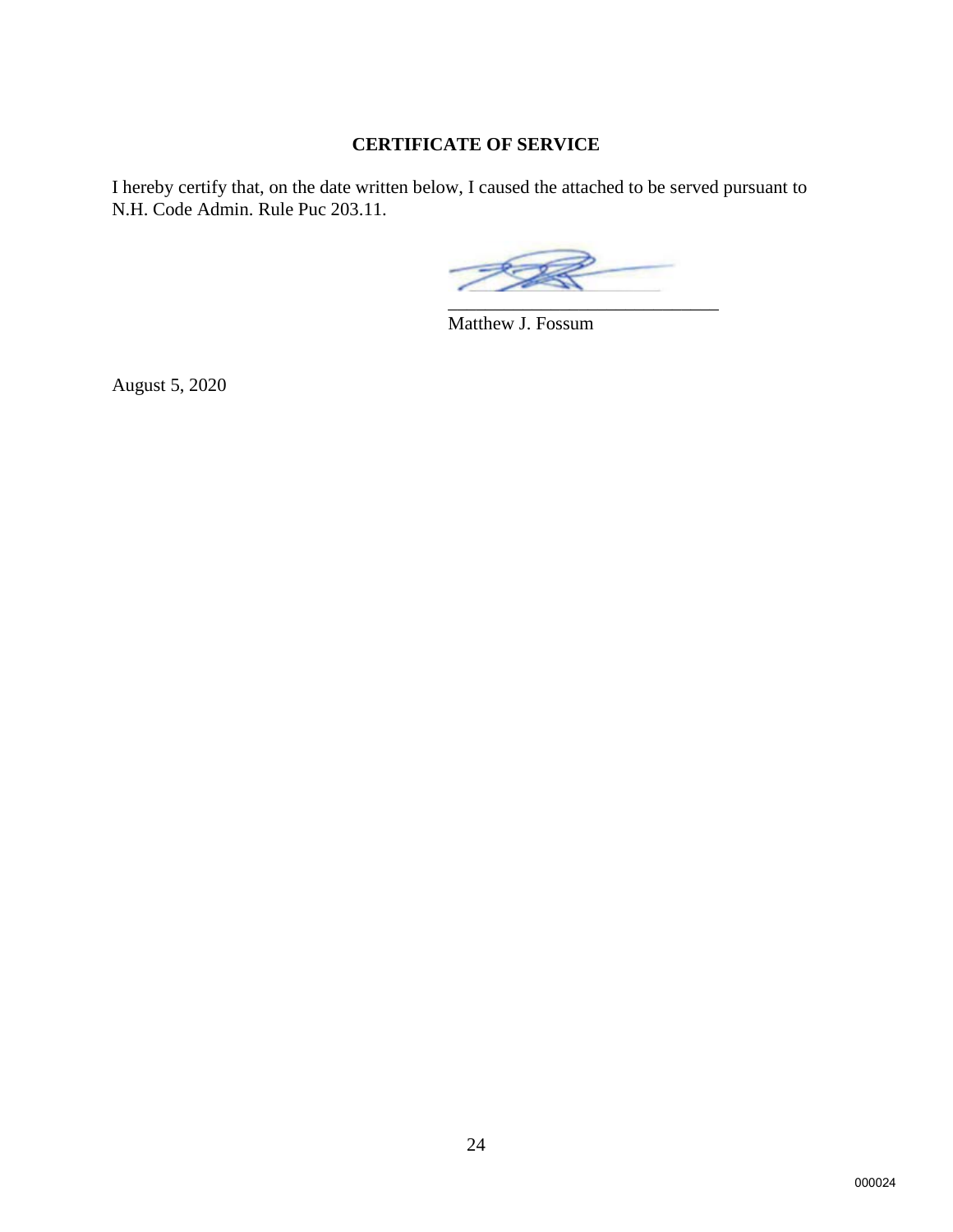## CERTIFICATE OF SERVICE

I hereby certify that, on the date written below, I caused the attached to be served pursuant to N.H. Code Admin. Rule Puc 203.11.

\_\_\_\_\_\_\_\_\_\_\_\_\_\_\_\_\_\_\_\_\_\_\_\_\_\_\_\_\_\_
Matthew J. Fossum

August 5, 2020